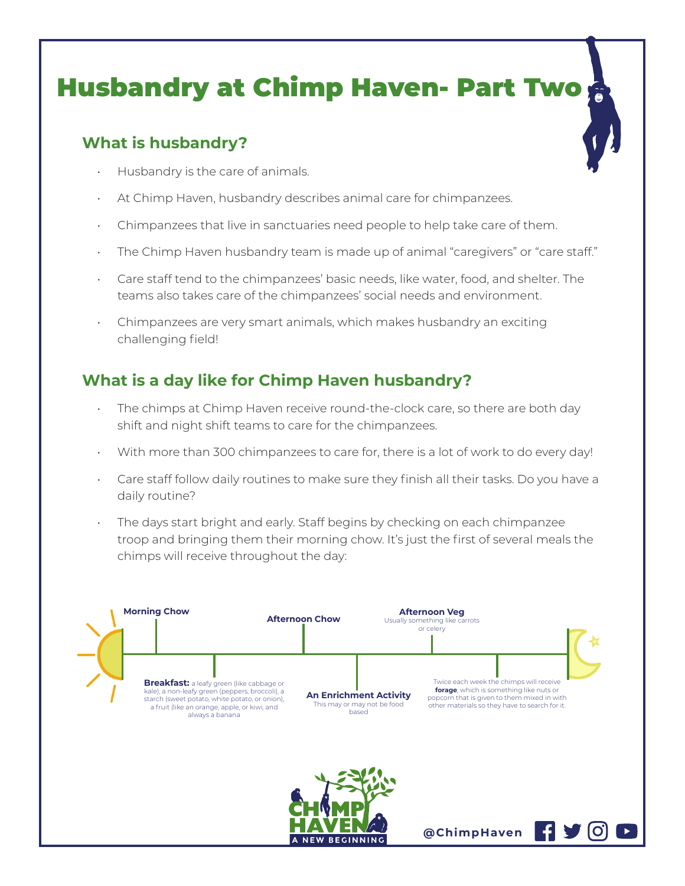# Husbandry at Chimp Haven- Part Two

## What is husbandry?

- Husbandry is the care of animals.
- At Chimp Haven, husbandry describes animal care for chimpanzees.
- Chimpanzees that live in sanctuaries need people to help take care of them.
- The Chimp Haven husbandry team is made up of animal "caregivers" or "care staff."
- Care staff tend to the chimpanzees' basic needs, like water, food, and shelter. The teams also takes care of the chimpanzees' social needs and environment.
- Chimpanzees are very smart animals, which makes husbandry an exciting challenging field!

## What is a day like for Chimp Haven husbandry?

- The chimps at Chimp Haven receive round-the-clock care, so there are both day shift and night shift teams to care for the chimpanzees.
- With more than 300 chimpanzees to care for, there is a lot of work to do every day!
- Care staff follow daily routines to make sure they finish all their tasks. Do you have a daily routine?
- The days start bright and early. Staff begins by checking on each chimpanzee troop and bringing them their morning chow. It's just the first of several meals the chimps will receive throughout the day:

**Morning Chow**

**Breakfast:** a leafy green (like cabbage or kale), a non-leafy green (peppers, broccoli), a starch (sweet potato, white potato, or onion), a fruit (like an orange, apple, or kiwi, and always a banana

**Afternoon Chow**

**An Enrichment Activity**
This may or may not be food based

**Afternoon Veg**
Usually something like carrots or celery

Twice each week the chimps will receive **forage**, which is something like nuts or popcorn that is given to them mixed in with other materials so they have to search for it.

CHIMP HAVEN
A NEW BEGINNING

@ChimpHaven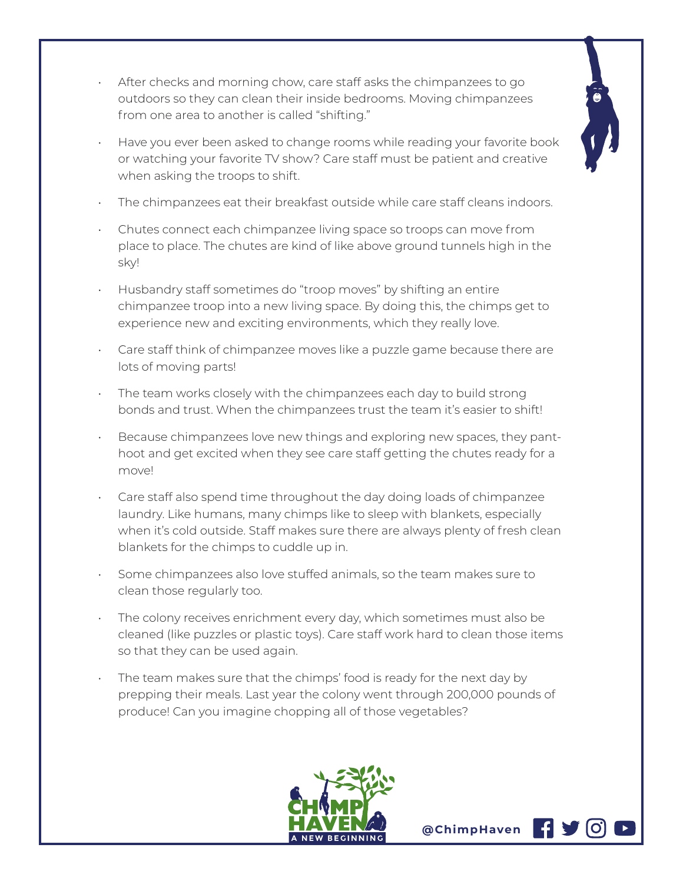- After checks and morning chow, care staff asks the chimpanzees to go outdoors so they can clean their inside bedrooms. Moving chimpanzees from one area to another is called "shifting."
- Have you ever been asked to change rooms while reading your favorite book or watching your favorite TV show? Care staff must be patient and creative when asking the troops to shift.
- The chimpanzees eat their breakfast outside while care staff cleans indoors.
- Chutes connect each chimpanzee living space so troops can move from place to place. The chutes are kind of like above ground tunnels high in the sky!
- Husbandry staff sometimes do "troop moves" by shifting an entire chimpanzee troop into a new living space. By doing this, the chimps get to experience new and exciting environments, which they really love.
- Care staff think of chimpanzee moves like a puzzle game because there are lots of moving parts!
- The team works closely with the chimpanzees each day to build strong bonds and trust. When the chimpanzees trust the team it's easier to shift!
- Because chimpanzees love new things and exploring new spaces, they pant-hoot and get excited when they see care staff getting the chutes ready for a move!
- Care staff also spend time throughout the day doing loads of chimpanzee laundry. Like humans, many chimps like to sleep with blankets, especially when it's cold outside. Staff makes sure there are always plenty of fresh clean blankets for the chimps to cuddle up in.
- Some chimpanzees also love stuffed animals, so the team makes sure to clean those regularly too.
- The colony receives enrichment every day, which sometimes must also be cleaned (like puzzles or plastic toys). Care staff work hard to clean those items so that they can be used again.
- The team makes sure that the chimps' food is ready for the next day by prepping their meals. Last year the colony went through 200,000 pounds of produce! Can you imagine chopping all of those vegetables?

CHIMP HAVEN A NEW BEGINNING

@ChimpHaven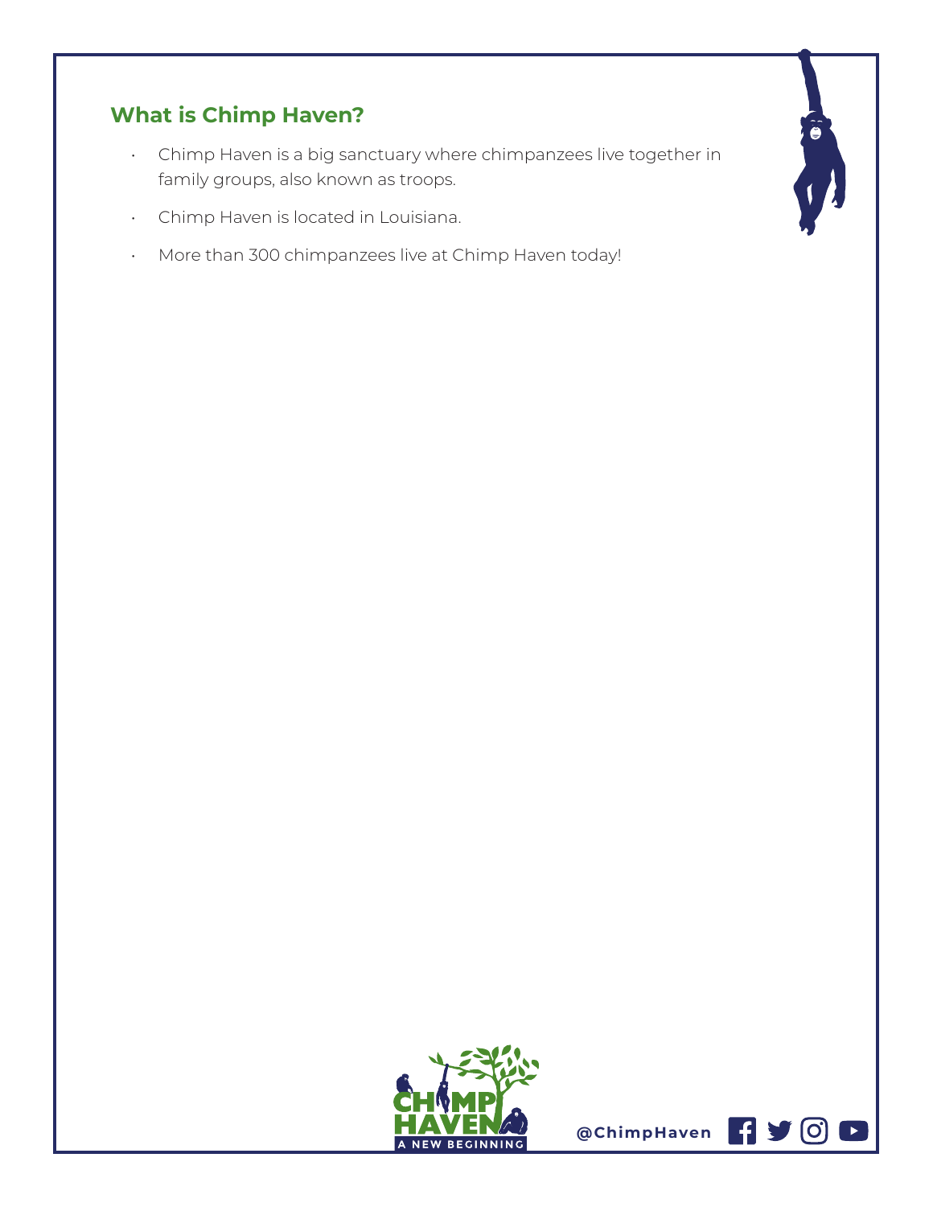## What is Chimp Haven?

- Chimp Haven is a big sanctuary where chimpanzees live together in family groups, also known as troops.
- Chimp Haven is located in Louisiana.
- More than 300 chimpanzees live at Chimp Haven today!